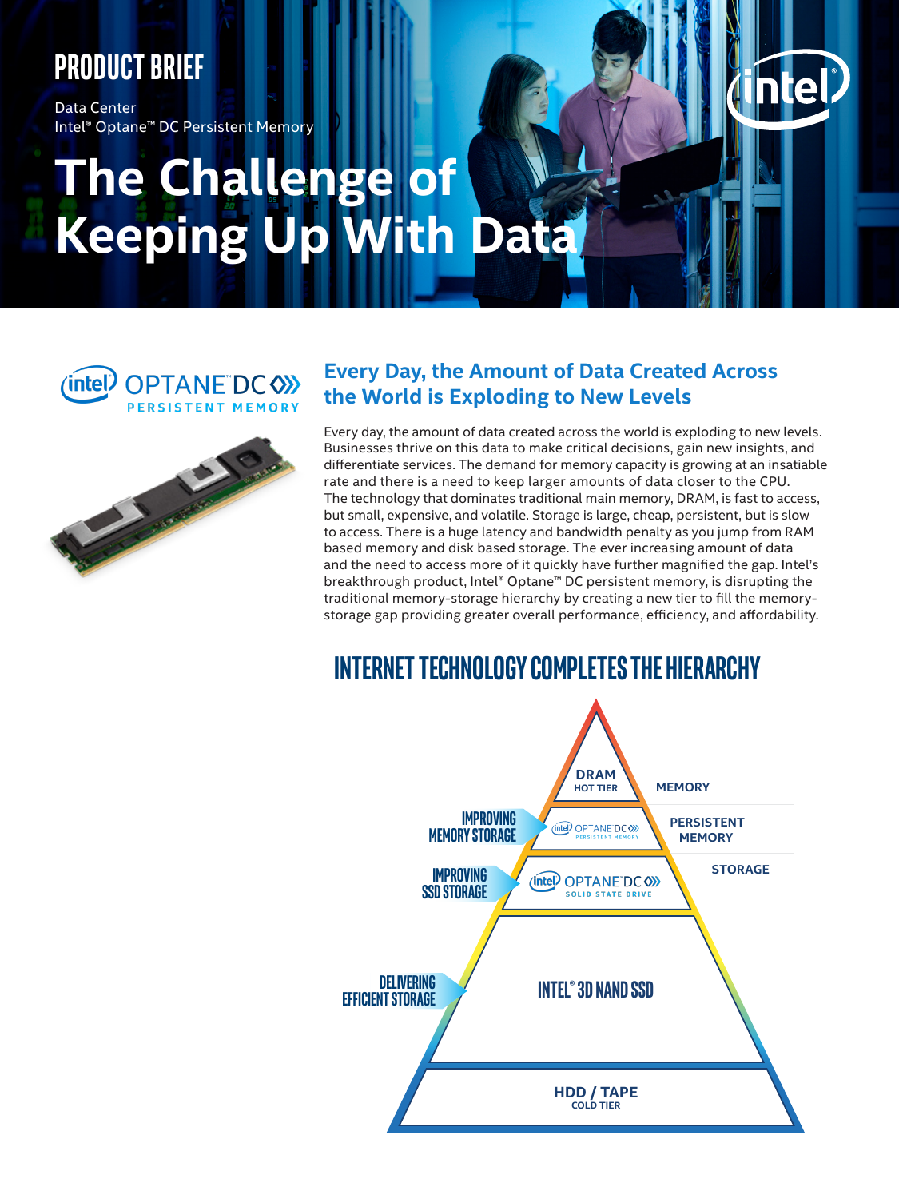PRODUCT BRIEF

Data Center
Intel® Optane™ DC Persistent Memory

# The Challenge of Keeping Up With Data

## Every Day, the Amount of Data Created Across the World is Exploding to New Levels

Every day, the amount of data created across the world is exploding to new levels. Businesses thrive on this data to make critical decisions, gain new insights, and differentiate services. The demand for memory capacity is growing at an insatiable rate and there is a need to keep larger amounts of data closer to the CPU. The technology that dominates traditional main memory, DRAM, is fast to access, but small, expensive, and volatile. Storage is large, cheap, persistent, but is slow to access. There is a huge latency and bandwidth penalty as you jump from RAM based memory and disk based storage. The ever increasing amount of data and the need to access more of it quickly have further magnified the gap. Intel's breakthrough product, Intel® Optane™ DC persistent memory, is disrupting the traditional memory-storage hierarchy by creating a new tier to fill the memory-storage gap providing greater overall performance, efficiency, and affordability.

## INTERNET TECHNOLOGY COMPLETES THE HIERARCHY

DRAM
HOT TIER

MEMORY

IMPROVING MEMORY STORAGE

Intel Optane DC Persistent Memory

PERSISTENT MEMORY

STORAGE

IMPROVING SSD STORAGE

Intel Optane DC Solid State Drive

DELIVERING EFFICIENT STORAGE

INTEL® 3D NAND SSD

HDD / TAPE
COLD TIER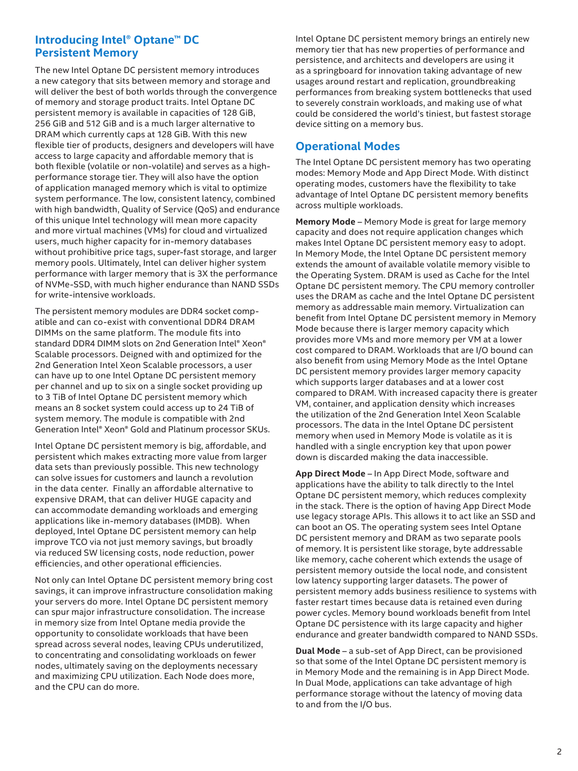## Introducing Intel® Optane™ DC Persistent Memory

The new Intel Optane DC persistent memory introduces a new category that sits between memory and storage and will deliver the best of both worlds through the convergence of memory and storage product traits. Intel Optane DC persistent memory is available in capacities of 128 GiB, 256 GiB and 512 GiB and is a much larger alternative to DRAM which currently caps at 128 GiB. With this new flexible tier of products, designers and developers will have access to large capacity and affordable memory that is both flexible (volatile or non-volatile) and serves as a high-performance storage tier. They will also have the option of application managed memory which is vital to optimize system performance. The low, consistent latency, combined with high bandwidth, Quality of Service (QoS) and endurance of this unique Intel technology will mean more capacity and more virtual machines (VMs) for cloud and virtualized users, much higher capacity for in-memory databases without prohibitive price tags, super-fast storage, and larger memory pools. Ultimately, Intel can deliver higher system performance with larger memory that is 3X the performance of NVMe-SSD, with much higher endurance than NAND SSDs for write-intensive workloads.

The persistent memory modules are DDR4 socket compatible and can co-exist with conventional DDR4 DRAM DIMMs on the same platform. The module fits into standard DDR4 DIMM slots on 2nd Generation Intel® Xeon® Scalable processors. Deigned with and optimized for the 2nd Generation Intel Xeon Scalable processors, a user can have up to one Intel Optane DC persistent memory per channel and up to six on a single socket providing up to 3 TiB of Intel Optane DC persistent memory which means an 8 socket system could access up to 24 TiB of system memory. The module is compatible with 2nd Generation Intel® Xeon® Gold and Platinum processor SKUs.

Intel Optane DC persistent memory is big, affordable, and persistent which makes extracting more value from larger data sets than previously possible. This new technology can solve issues for customers and launch a revolution in the data center. Finally an affordable alternative to expensive DRAM, that can deliver HUGE capacity and can accommodate demanding workloads and emerging applications like in-memory databases (IMDB). When deployed, Intel Optane DC persistent memory can help improve TCO via not just memory savings, but broadly via reduced SW licensing costs, node reduction, power efficiencies, and other operational efficiencies.

Not only can Intel Optane DC persistent memory bring cost savings, it can improve infrastructure consolidation making your servers do more. Intel Optane DC persistent memory can spur major infrastructure consolidation. The increase in memory size from Intel Optane media provide the opportunity to consolidate workloads that have been spread across several nodes, leaving CPUs underutilized, to concentrating and consolidating workloads on fewer nodes, ultimately saving on the deployments necessary and maximizing CPU utilization. Each Node does more, and the CPU can do more.

Intel Optane DC persistent memory brings an entirely new memory tier that has new properties of performance and persistence, and architects and developers are using it as a springboard for innovation taking advantage of new usages around restart and replication, groundbreaking performances from breaking system bottlenecks that used to severely constrain workloads, and making use of what could be considered the world's tiniest, but fastest storage device sitting on a memory bus.

## Operational Modes

The Intel Optane DC persistent memory has two operating modes: Memory Mode and App Direct Mode. With distinct operating modes, customers have the flexibility to take advantage of Intel Optane DC persistent memory benefits across multiple workloads.

**Memory Mode** – Memory Mode is great for large memory capacity and does not require application changes which makes Intel Optane DC persistent memory easy to adopt. In Memory Mode, the Intel Optane DC persistent memory extends the amount of available volatile memory visible to the Operating System. DRAM is used as Cache for the Intel Optane DC persistent memory. The CPU memory controller uses the DRAM as cache and the Intel Optane DC persistent memory as addressable main memory. Virtualization can benefit from Intel Optane DC persistent memory in Memory Mode because there is larger memory capacity which provides more VMs and more memory per VM at a lower cost compared to DRAM. Workloads that are I/O bound can also benefit from using Memory Mode as the Intel Optane DC persistent memory provides larger memory capacity which supports larger databases and at a lower cost compared to DRAM. With increased capacity there is greater VM, container, and application density which increases the utilization of the 2nd Generation Intel Xeon Scalable processors. The data in the Intel Optane DC persistent memory when used in Memory Mode is volatile as it is handled with a single encryption key that upon power down is discarded making the data inaccessible.

**App Direct Mode** – In App Direct Mode, software and applications have the ability to talk directly to the Intel Optane DC persistent memory, which reduces complexity in the stack. There is the option of having App Direct Mode use legacy storage APIs. This allows it to act like an SSD and can boot an OS. The operating system sees Intel Optane DC persistent memory and DRAM as two separate pools of memory. It is persistent like storage, byte addressable like memory, cache coherent which extends the usage of persistent memory outside the local node, and consistent low latency supporting larger datasets. The power of persistent memory adds business resilience to systems with faster restart times because data is retained even during power cycles. Memory bound workloads benefit from Intel Optane DC persistence with its large capacity and higher endurance and greater bandwidth compared to NAND SSDs.

**Dual Mode** – a sub-set of App Direct, can be provisioned so that some of the Intel Optane DC persistent memory is in Memory Mode and the remaining is in App Direct Mode. In Dual Mode, applications can take advantage of high performance storage without the latency of moving data to and from the I/O bus.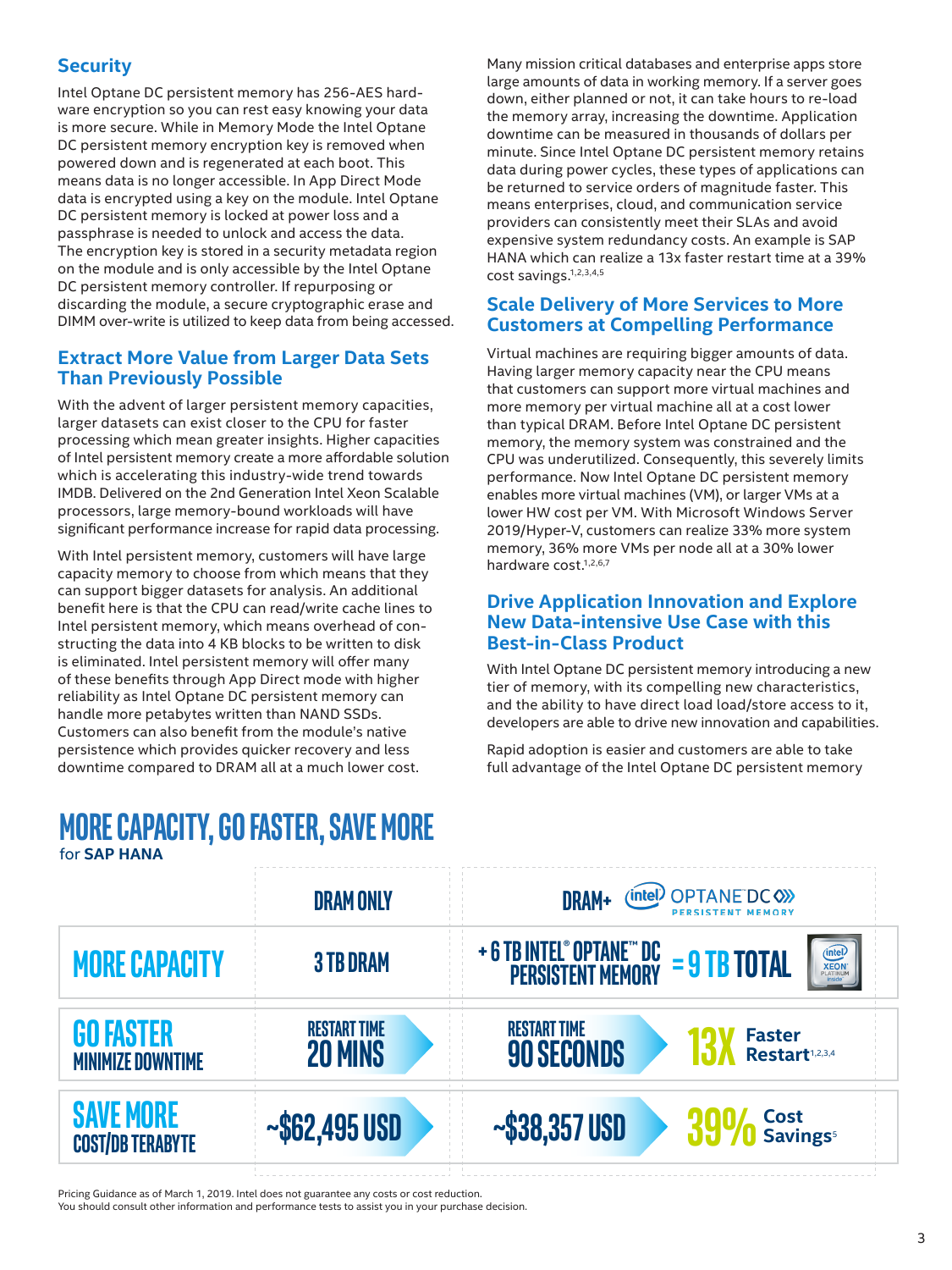## Security

Intel Optane DC persistent memory has 256-AES hardware encryption so you can rest easy knowing your data is more secure. While in Memory Mode the Intel Optane DC persistent memory encryption key is removed when powered down and is regenerated at each boot. This means data is no longer accessible. In App Direct Mode data is encrypted using a key on the module. Intel Optane DC persistent memory is locked at power loss and a passphrase is needed to unlock and access the data. The encryption key is stored in a security metadata region on the module and is only accessible by the Intel Optane DC persistent memory controller. If repurposing or discarding the module, a secure cryptographic erase and DIMM over-write is utilized to keep data from being accessed.

## Extract More Value from Larger Data Sets Than Previously Possible

With the advent of larger persistent memory capacities, larger datasets can exist closer to the CPU for faster processing which mean greater insights. Higher capacities of Intel persistent memory create a more affordable solution which is accelerating this industry-wide trend towards IMDB. Delivered on the 2nd Generation Intel Xeon Scalable processors, large memory-bound workloads will have significant performance increase for rapid data processing.

With Intel persistent memory, customers will have large capacity memory to choose from which means that they can support bigger datasets for analysis. An additional benefit here is that the CPU can read/write cache lines to Intel persistent memory, which means overhead of constructing the data into 4 KB blocks to be written to disk is eliminated. Intel persistent memory will offer many of these benefits through App Direct mode with higher reliability as Intel Optane DC persistent memory can handle more petabytes written than NAND SSDs. Customers can also benefit from the module's native persistence which provides quicker recovery and less downtime compared to DRAM all at a much lower cost.

Many mission critical databases and enterprise apps store large amounts of data in working memory. If a server goes down, either planned or not, it can take hours to re-load the memory array, increasing the downtime. Application downtime can be measured in thousands of dollars per minute. Since Intel Optane DC persistent memory retains data during power cycles, these types of applications can be returned to service orders of magnitude faster. This means enterprises, cloud, and communication service providers can consistently meet their SLAs and avoid expensive system redundancy costs. An example is SAP HANA which can realize a 13x faster restart time at a 39% cost savings.[1,2,3,4,5]

## Scale Delivery of More Services to More Customers at Compelling Performance

Virtual machines are requiring bigger amounts of data. Having larger memory capacity near the CPU means that customers can support more virtual machines and more memory per virtual machine all at a cost lower than typical DRAM. Before Intel Optane DC persistent memory, the memory system was constrained and the CPU was underutilized. Consequently, this severely limits performance. Now Intel Optane DC persistent memory enables more virtual machines (VM), or larger VMs at a lower HW cost per VM. With Microsoft Windows Server 2019/Hyper-V, customers can realize 33% more system memory, 36% more VMs per node all at a 30% lower hardware cost.[1,2,6,7]

## Drive Application Innovation and Explore New Data-intensive Use Case with this Best-in-Class Product

With Intel Optane DC persistent memory introducing a new tier of memory, with its compelling new characteristics, and the ability to have direct load load/store access to it, developers are able to drive new innovation and capabilities.

Rapid adoption is easier and customers are able to take full advantage of the Intel Optane DC persistent memory

## MORE CAPACITY, GO FASTER, SAVE MORE for SAP HANA

| | DRAM ONLY | DRAM+ Intel OPTANE DC PERSISTENT MEMORY | |
|---|---|---|---|
| MORE CAPACITY | 3 TB DRAM | + 6 TB INTEL® OPTANE™ DC PERSISTENT MEMORY = 9 TB TOTAL | |
| GO FASTER MINIMIZE DOWNTIME | RESTART TIME 20 MINS | RESTART TIME 90 SECONDS | 13X Faster Restart[1,2,3,4] |
| SAVE MORE COST/DB TERABYTE | ~$62,495 USD | ~$38,357 USD | 39% Cost Savings[5] |

Pricing Guidance as of March 1, 2019. Intel does not guarantee any costs or cost reduction.
You should consult other information and performance tests to assist you in your purchase decision.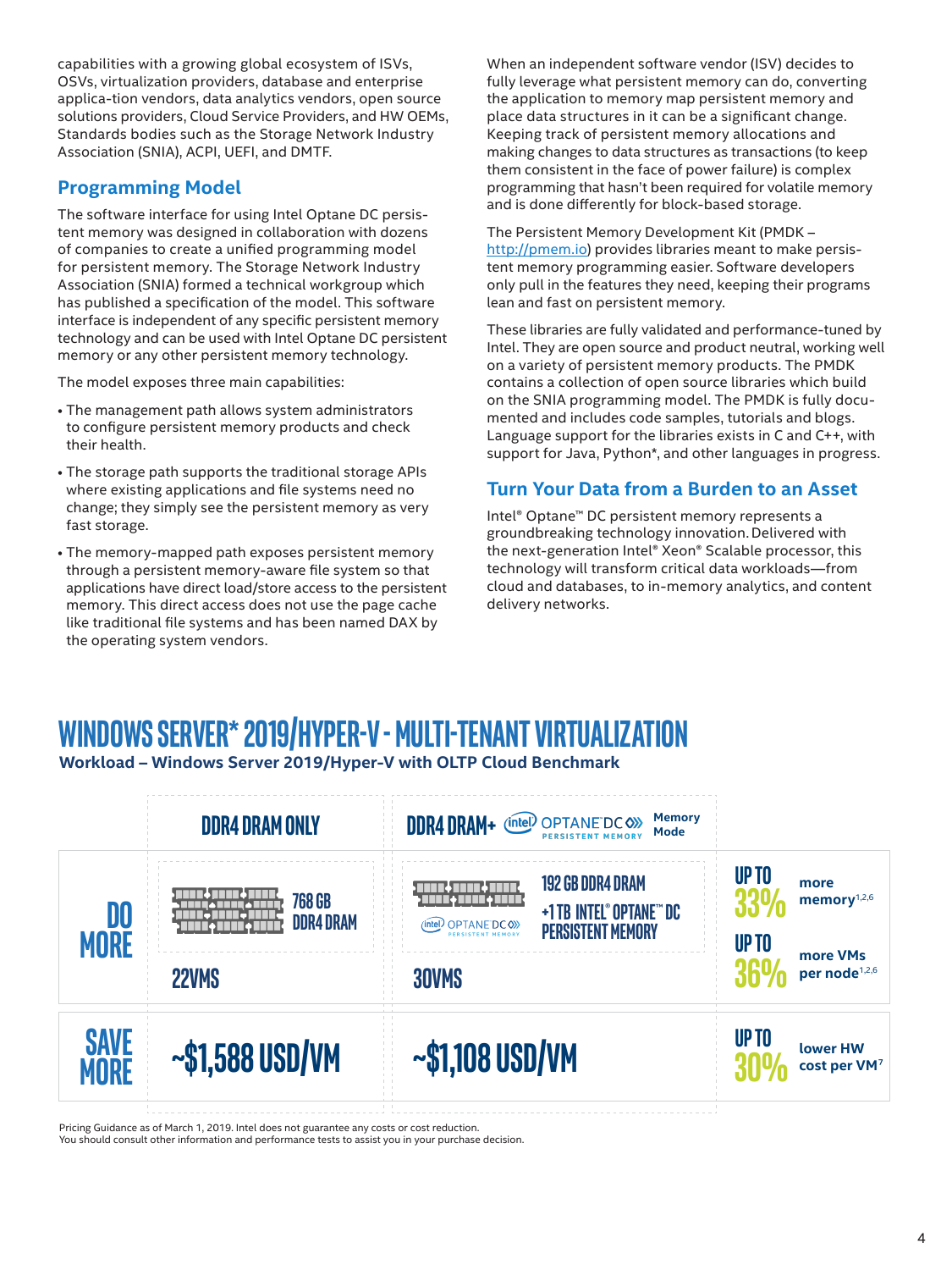capabilities with a growing global ecosystem of ISVs, OSVs, virtualization providers, database and enterprise applica-tion vendors, data analytics vendors, open source solutions providers, Cloud Service Providers, and HW OEMs, Standards bodies such as the Storage Network Industry Association (SNIA), ACPI, UEFI, and DMTF.

## Programming Model

The software interface for using Intel Optane DC persistent memory was designed in collaboration with dozens of companies to create a unified programming model for persistent memory. The Storage Network Industry Association (SNIA) formed a technical workgroup which has published a specification of the model. This software interface is independent of any specific persistent memory technology and can be used with Intel Optane DC persistent memory or any other persistent memory technology.

The model exposes three main capabilities:

- The management path allows system administrators to configure persistent memory products and check their health.
- The storage path supports the traditional storage APIs where existing applications and file systems need no change; they simply see the persistent memory as very fast storage.
- The memory-mapped path exposes persistent memory through a persistent memory-aware file system so that applications have direct load/store access to the persistent memory. This direct access does not use the page cache like traditional file systems and has been named DAX by the operating system vendors.

When an independent software vendor (ISV) decides to fully leverage what persistent memory can do, converting the application to memory map persistent memory and place data structures in it can be a significant change. Keeping track of persistent memory allocations and making changes to data structures as transactions (to keep them consistent in the face of power failure) is complex programming that hasn't been required for volatile memory and is done differently for block-based storage.

The Persistent Memory Development Kit (PMDK – http://pmem.io) provides libraries meant to make persistent memory programming easier. Software developers only pull in the features they need, keeping their programs lean and fast on persistent memory.

These libraries are fully validated and performance-tuned by Intel. They are open source and product neutral, working well on a variety of persistent memory products. The PMDK contains a collection of open source libraries which build on the SNIA programming model. The PMDK is fully documented and includes code samples, tutorials and blogs. Language support for the libraries exists in C and C++, with support for Java, Python*, and other languages in progress.

## Turn Your Data from a Burden to an Asset

Intel® Optane™ DC persistent memory represents a groundbreaking technology innovation. Delivered with the next-generation Intel® Xeon® Scalable processor, this technology will transform critical data workloads—from cloud and databases, to in-memory analytics, and content delivery networks.

## WINDOWS SERVER* 2019/HYPER-V - MULTI-TENANT VIRTUALIZATION

**Workload – Windows Server 2019/Hyper-V with OLTP Cloud Benchmark**

| | DDR4 DRAM ONLY | DDR4 DRAM+ Intel OPTANE DC PERSISTENT MEMORY Memory Mode | |
|---|---|---|---|
| DO MORE | 768 GB DDR4 DRAM<br>22VMS | 192 GB DDR4 DRAM +1 TB INTEL® OPTANE™ DC PERSISTENT MEMORY<br>30VMS | UP TO 33% more memory[1,2,6]<br>UP TO 36% more VMs per node[1,2,6] |
| SAVE MORE | ~$1,588 USD/VM | ~$1,108 USD/VM | UP TO 30% lower HW cost per VM[7] |

Pricing Guidance as of March 1, 2019. Intel does not guarantee any costs or cost reduction.
You should consult other information and performance tests to assist you in your purchase decision.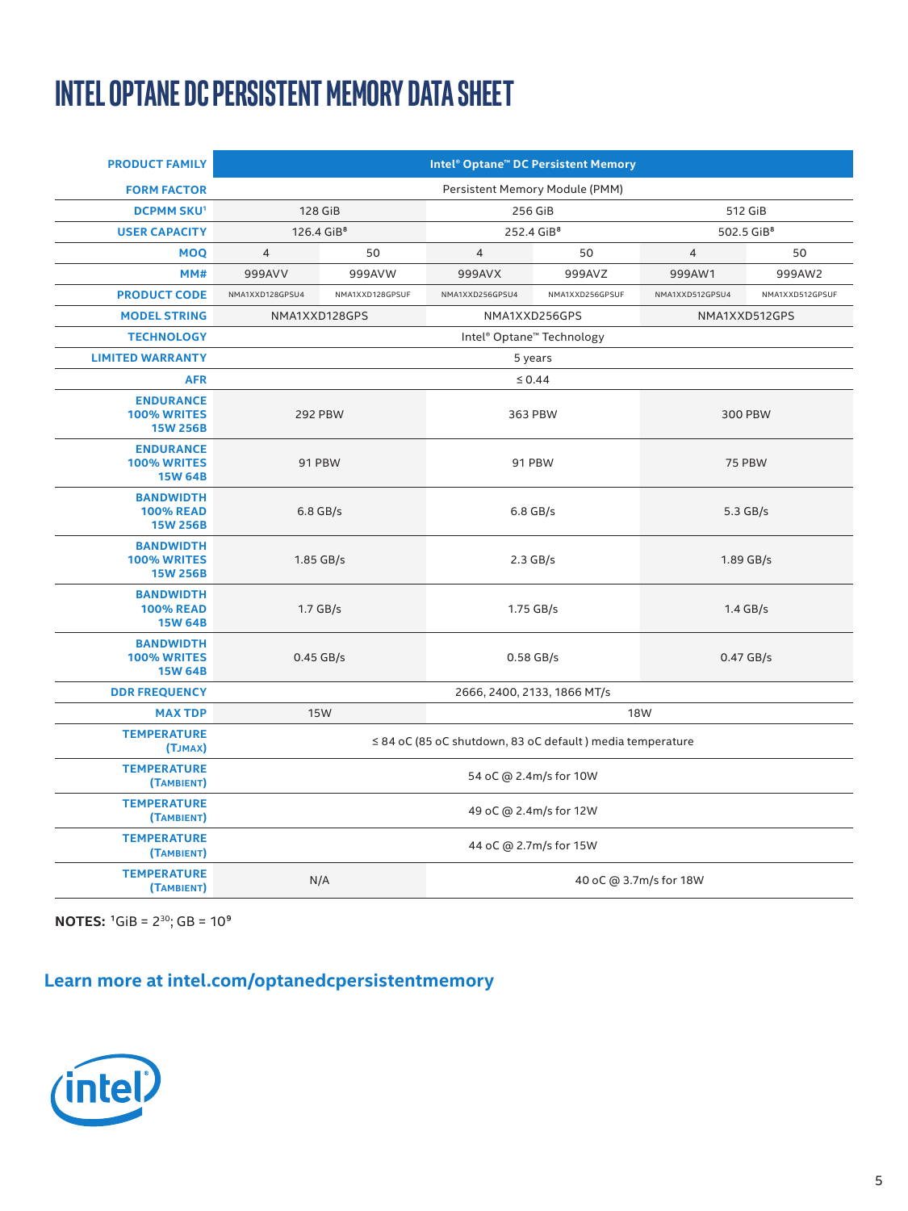# INTEL OPTANE DC PERSISTENT MEMORY DATA SHEET

| PRODUCT FAMILY | Intel® Optane™ DC Persistent Memory | | | | | |
|---|---|---|---|---|---|---|
| FORM FACTOR | Persistent Memory Module (PMM) | | | | | |
| DCPMM SKU[1] | 128 GiB | | 256 GiB | | 512 GiB | |
| USER CAPACITY | 126.4 GiB[8] | | 252.4 GiB[8] | | 502.5 GiB[8] | |
| MOQ | 4 | 50 | 4 | 50 | 4 | 50 |
| MM# | 999AVV | 999AVW | 999AVX | 999AVZ | 999AW1 | 999AW2 |
| PRODUCT CODE | NMA1XXD128GPSU4 | NMA1XXD128GPSUF | NMA1XXD256GPSU4 | NMA1XXD256GPSUF | NMA1XXD512GPSU4 | NMA1XXD512GPSUF |
| MODEL STRING | NMA1XXD128GPS | | NMA1XXD256GPS | | NMA1XXD512GPS | |
| TECHNOLOGY | Intel® Optane™ Technology | | | | | |
| LIMITED WARRANTY | 5 years | | | | | |
| AFR | ≤ 0.44 | | | | | |
| ENDURANCE 100% WRITES 15W 256B | 292 PBW | | 363 PBW | | 300 PBW | |
| ENDURANCE 100% WRITES 15W 64B | 91 PBW | | 91 PBW | | 75 PBW | |
| BANDWIDTH 100% READ 15W 256B | 6.8 GB/s | | 6.8 GB/s | | 5.3 GB/s | |
| BANDWIDTH 100% WRITES 15W 256B | 1.85 GB/s | | 2.3 GB/s | | 1.89 GB/s | |
| BANDWIDTH 100% READ 15W 64B | 1.7 GB/s | | 1.75 GB/s | | 1.4 GB/s | |
| BANDWIDTH 100% WRITES 15W 64B | 0.45 GB/s | | 0.58 GB/s | | 0.47 GB/s | |
| DDR FREQUENCY | 2666, 2400, 2133, 1866 MT/s | | | | | |
| MAX TDP | 15W | | 18W | | | |
| TEMPERATURE (TJMAX) | ≤ 84 oC (85 oC shutdown, 83 oC default ) media temperature | | | | | |
| TEMPERATURE (TAMBIENT) | 54 oC @ 2.4m/s for 10W | | | | | |
| TEMPERATURE (TAMBIENT) | 49 oC @ 2.4m/s for 12W | | | | | |
| TEMPERATURE (TAMBIENT) | 44 oC @ 2.7m/s for 15W | | | | | |
| TEMPERATURE (TAMBIENT) | N/A | | 40 oC @ 3.7m/s for 18W | | | |

**NOTES:** [1]GiB = $2^{30}$; GB = $10^9$

**Learn more at intel.com/optanedcpersistentmemory**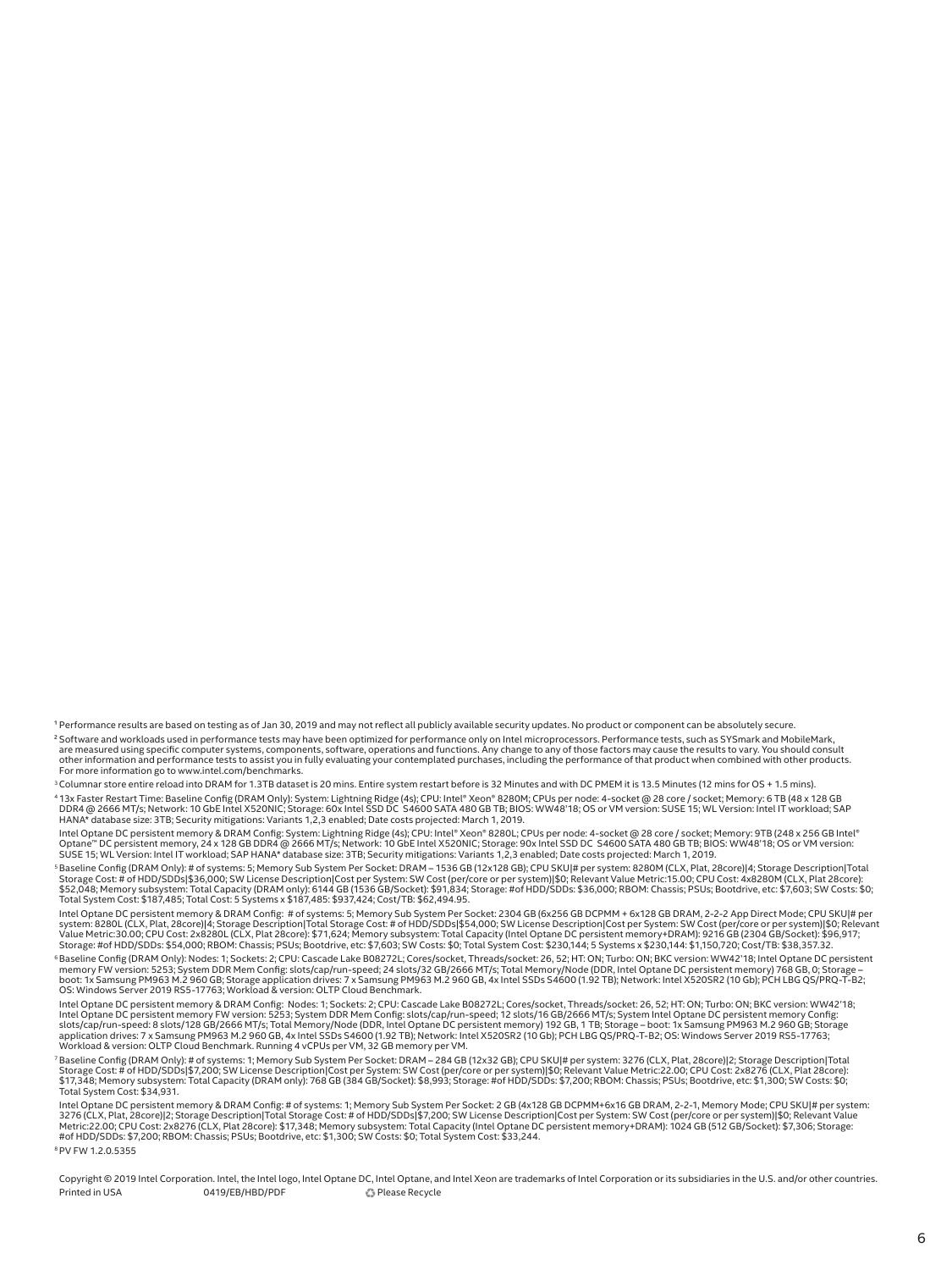[1] Performance results are based on testing as of Jan 30, 2019 and may not reflect all publicly available security updates. No product or component can be absolutely secure.

[2] Software and workloads used in performance tests may have been optimized for performance only on Intel microprocessors. Performance tests, such as SYSmark and MobileMark, are measured using specific computer systems, components, software, operations and functions. Any change to any of those factors may cause the results to vary. You should consult other information and performance tests to assist you in fully evaluating your contemplated purchases, including the performance of that product when combined with other products. For more information go to www.intel.com/benchmarks.

[3] Columnar store entire reload into DRAM for 1.3TB dataset is 20 mins. Entire system restart before is 32 Minutes and with DC PMEM it is 13.5 Minutes (12 mins for OS + 1.5 mins).

[4] 13x Faster Restart Time: Baseline Config (DRAM Only): System: Lightning Ridge (4s); CPU: Intel® Xeon® 8280M; CPUs per node: 4-socket @ 28 core / socket; Memory: 6 TB (48 x 128 GB DDR4 @ 2666 MT/s; Network: 10 GbE Intel X520NIC; Storage: 60x Intel SSD DC S4600 SATA 480 GB TB; BIOS: WW48'18; OS or VM version: SUSE 15; WL Version: Intel IT workload; SAP HANA* database size: 3TB; Security mitigations: Variants 1,2,3 enabled; Date costs projected: March 1, 2019.

Intel Optane DC persistent memory & DRAM Config: System: Lightning Ridge (4s); CPU: Intel® Xeon® 8280L; CPUs per node: 4-socket @ 28 core / socket; Memory: 9TB (248 x 256 GB Intel® Optane™ DC persistent memory, 24 x 128 GB DDR4 @ 2666 MT/s; Network: 10 GbE Intel X520NIC; Storage: 90x Intel SSD DC S4600 SATA 480 GB TB; BIOS: WW48'18; OS or VM version: SUSE 15; WL Version: Intel IT workload; SAP HANA* database size: 3TB; Security mitigations: Variants 1,2,3 enabled; Date costs projected: March 1, 2019.

[5] Baseline Config (DRAM Only): # of systems: 5; Memory Sub System Per Socket: DRAM – 1536 GB (12x128 GB); CPU SKU|# per system: 8280M (CLX, Plat, 28core)|4; Storage Description|Total Storage Cost: # of HDD/SDDs|$36,000; SW License Description|Cost per System: SW Cost (per/core or per system)|$0; Relevant Value Metric:15.00; CPU Cost: 4x8280M (CLX, Plat 28core): $52,048; Memory subsystem: Total Capacity (DRAM only): 6144 GB (1536 GB/Socket): $91,834; Storage: #of HDD/SDDs: $36,000; RBOM: Chassis; PSUs; Bootdrive, etc: $7,603; SW Costs: $0; Total System Cost: $187,485; Total Cost: 5 Systems x $187,485: $937,424; Cost/TB: $62,494.95.

Intel Optane DC persistent memory & DRAM Config: # of systems: 5; Memory Sub System Per Socket: 2304 GB (6x256 GB DCPMM + 6x128 GB DRAM, 2-2-2 App Direct Mode; CPU SKU|# per system: 8280L (CLX, Plat, 28core)|4; Storage Description|Total Storage Cost: # of HDD/SDDs|$54,000; SW License Description|Cost per System: SW Cost (per/core or per system)|$0; Relevant Value Metric:30.00; CPU Cost: 2x8280L (CLX, Plat 28core): $71,624; Memory subsystem: Total Capacity (Intel Optane DC persistent memory+DRAM): 9216 GB (2304 GB/Socket): $96,917; Storage: #of HDD/SDDs: $54,000; RBOM: Chassis; PSUs; Bootdrive, etc: $7,603; SW Costs: $0; Total System Cost: $230,144; 5 Systems x $230,144: $1,150,720; Cost/TB: $38,357.32.

[6] Baseline Config (DRAM Only): Nodes: 1; Sockets: 2; CPU: Cascade Lake B08272L; Cores/socket, Threads/socket: 26, 52; HT: ON; Turbo: ON; BKC version: WW42'18; Intel Optane DC persistent memory FW version: 5253; System DDR Mem Config: slots/cap/run-speed; 24 slots/32 GB/2666 MT/s; Total Memory/Node (DDR, Intel Optane DC persistent memory) 768 GB, 0; Storage – boot: 1x Samsung PM963 M.2 960 GB; Storage application drives: 7 x Samsung PM963 M.2 960 GB, 4x Intel SSDs S4600 (1.92 TB); Network: Intel X520SR2 (10 Gb); PCH LBG QS/PRQ-T-B2; OS: Windows Server 2019 RS5-17763; Workload & version: OLTP Cloud Benchmark.

Intel Optane DC persistent memory & DRAM Config: Nodes: 1; Sockets: 2; CPU: Cascade Lake B08272L; Cores/socket, Threads/socket: 26, 52; HT: ON; Turbo: ON; BKC version: WW42'18; Intel Optane DC persistent memory FW version: 5253; System DDR Mem Config: slots/cap/run-speed; 12 slots/16 GB/2666 MT/s; System Intel Optane DC persistent memory Config: slots/cap/run-speed: 8 slots/128 GB/2666 MT/s; Total Memory/Node (DDR, Intel Optane DC persistent memory) 192 GB, 1 TB; Storage – boot: 1x Samsung PM963 M.2 960 GB; Storage application drives: 7 x Samsung PM963 M.2 960 GB, 4x Intel SSDs S4600 (1.92 TB); Network: Intel X520SR2 (10 Gb); PCH LBG QS/PRQ-T-B2; OS: Windows Server 2019 RS5-17763; Workload & version: OLTP Cloud Benchmark. Running 4 vCPUs per VM, 32 GB memory per VM.

[7] Baseline Config (DRAM Only): # of systems: 1; Memory Sub System Per Socket: DRAM – 284 GB (12x32 GB); CPU SKU|# per system: 3276 (CLX, Plat, 28core)|2; Storage Description|Total Storage Cost: # of HDD/SDDs|$7,200; SW License Description|Cost per System: SW Cost (per/core or per system)|$0; Relevant Value Metric:22.00; CPU Cost: 2x8276 (CLX, Plat 28core): $17,348; Memory subsystem: Total Capacity (DRAM only): 768 GB (384 GB/Socket): $8,993; Storage: #of HDD/SDDs: $7,200; RBOM: Chassis; PSUs; Bootdrive, etc: $1,300; SW Costs: $0; Total System Cost: $34,931.

Intel Optane DC persistent memory & DRAM Config: # of systems: 1; Memory Sub System Per Socket: 2 GB (4x128 GB DCPMM+6x16 GB DRAM, 2-2-1, Memory Mode; CPU SKU|# per system: 3276 (CLX, Plat, 28core)|2; Storage Description|Total Storage Cost: # of HDD/SDDs|$7,200; SW License Description|Cost per System: SW Cost (per/core or per system)|$0; Relevant Value Metric:22.00; CPU Cost: 2x8276 (CLX, Plat 28core): $17,348; Memory subsystem: Total Capacity (Intel Optane DC persistent memory+DRAM): 1024 GB (512 GB/Socket): $7,306; Storage: #of HDD/SDDs: $7,200; RBOM: Chassis; PSUs; Bootdrive, etc: $1,300; SW Costs: $0; Total System Cost: $33,244.

[8] PV FW 1.2.0.5355

Copyright © 2019 Intel Corporation. Intel, the Intel logo, Intel Optane DC, Intel Optane, and Intel Xeon are trademarks of Intel Corporation or its subsidiaries in the U.S. and/or other countries.
Printed in USA 0419/EB/HBD/PDF ♲ Please Recycle